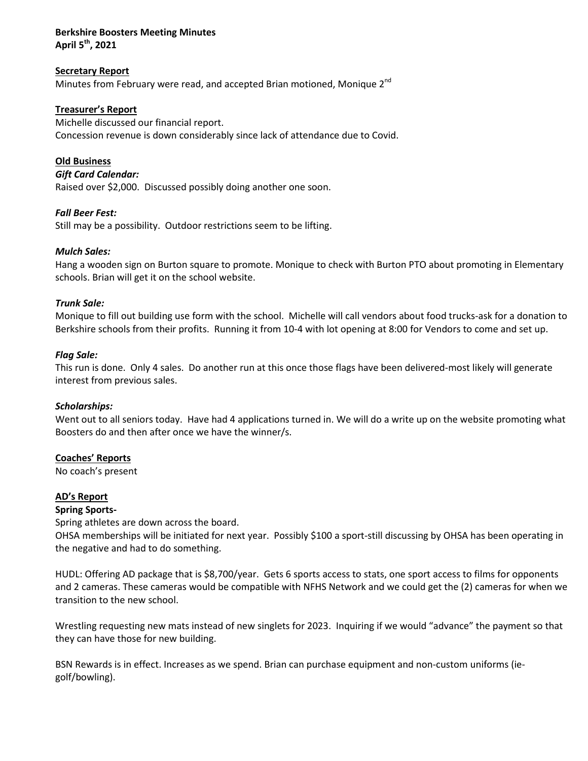**Berkshire Boosters Meeting Minutes**
**April 5th, 2021**

**Secretary Report**

Minutes from February were read, and accepted Brian motioned, Monique 2nd

**Treasurer's Report**

Michelle discussed our financial report.
Concession revenue is down considerably since lack of attendance due to Covid.

**Old Business**

***Gift Card Calendar:***
Raised over $2,000. Discussed possibly doing another one soon.

***Fall Beer Fest:***
Still may be a possibility. Outdoor restrictions seem to be lifting.

***Mulch Sales:***
Hang a wooden sign on Burton square to promote. Monique to check with Burton PTO about promoting in Elementary schools. Brian will get it on the school website.

***Trunk Sale:***
Monique to fill out building use form with the school. Michelle will call vendors about food trucks-ask for a donation to Berkshire schools from their profits. Running it from 10-4 with lot opening at 8:00 for Vendors to come and set up.

***Flag Sale:***
This run is done. Only 4 sales. Do another run at this once those flags have been delivered-most likely will generate interest from previous sales.

***Scholarships:***
Went out to all seniors today. Have had 4 applications turned in. We will do a write up on the website promoting what Boosters do and then after once we have the winner/s.

**Coaches' Reports**

No coach's present

**AD's Report**

**Spring Sports-**

Spring athletes are down across the board.
OHSA memberships will be initiated for next year. Possibly $100 a sport-still discussing by OHSA has been operating in the negative and had to do something.

HUDL: Offering AD package that is $8,700/year. Gets 6 sports access to stats, one sport access to films for opponents and 2 cameras. These cameras would be compatible with NFHS Network and we could get the (2) cameras for when we transition to the new school.

Wrestling requesting new mats instead of new singlets for 2023. Inquiring if we would "advance" the payment so that they can have those for new building.

BSN Rewards is in effect. Increases as we spend. Brian can purchase equipment and non-custom uniforms (ie-golf/bowling).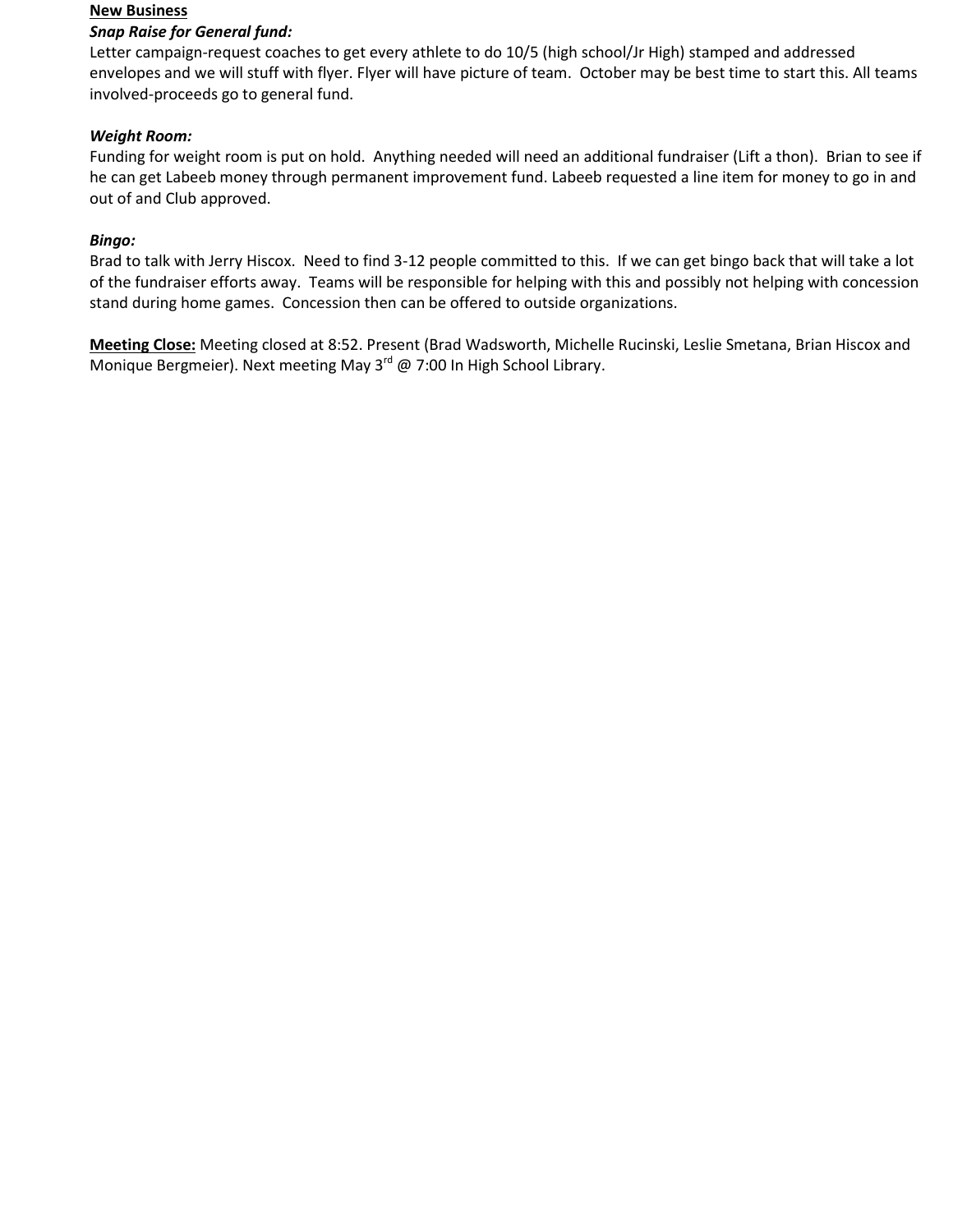**<u>New Business</u>**

***Snap Raise for General fund:***

Letter campaign-request coaches to get every athlete to do 10/5 (high school/Jr High) stamped and addressed envelopes and we will stuff with flyer. Flyer will have picture of team. October may be best time to start this. All teams involved-proceeds go to general fund.

***Weight Room:***

Funding for weight room is put on hold. Anything needed will need an additional fundraiser (Lift a thon). Brian to see if he can get Labeeb money through permanent improvement fund. Labeeb requested a line item for money to go in and out of and Club approved.

***Bingo:***

Brad to talk with Jerry Hiscox. Need to find 3-12 people committed to this. If we can get bingo back that will take a lot of the fundraiser efforts away. Teams will be responsible for helping with this and possibly not helping with concession stand during home games. Concession then can be offered to outside organizations.

**<u>Meeting Close:</u>** Meeting closed at 8:52. Present (Brad Wadsworth, Michelle Rucinski, Leslie Smetana, Brian Hiscox and Monique Bergmeier). Next meeting May 3rd @ 7:00 In High School Library.